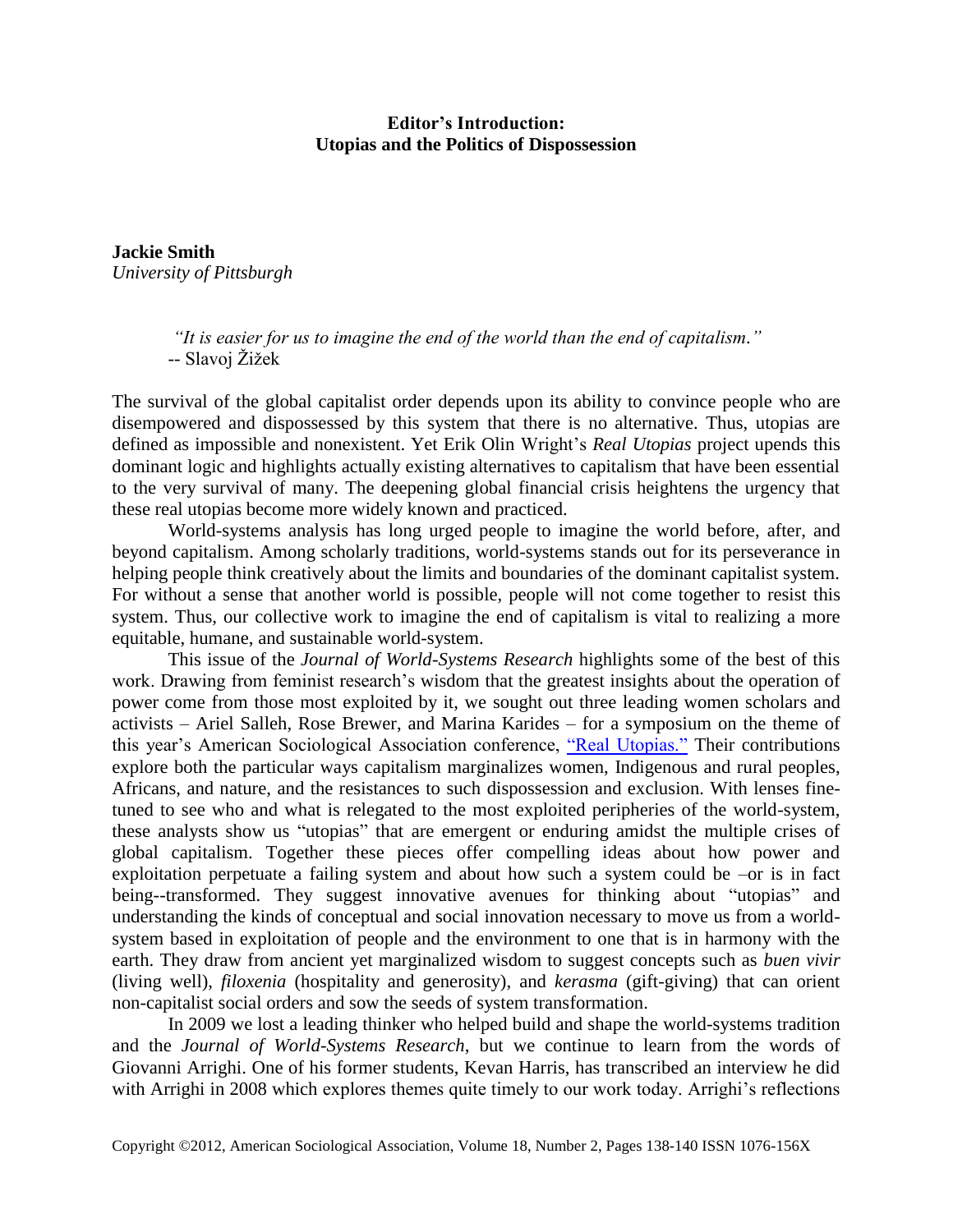# Editor's Introduction: Utopias and the Politics of Dispossession

**Jackie Smith**
*University of Pittsburgh*

> *"It is easier for us to imagine the end of the world than the end of capitalism."*
> -- Slavoj Žižek

The survival of the global capitalist order depends upon its ability to convince people who are disempowered and dispossessed by this system that there is no alternative. Thus, utopias are defined as impossible and nonexistent. Yet Erik Olin Wright's *Real Utopias* project upends this dominant logic and highlights actually existing alternatives to capitalism that have been essential to the very survival of many. The deepening global financial crisis heightens the urgency that these real utopias become more widely known and practiced.

World-systems analysis has long urged people to imagine the world before, after, and beyond capitalism. Among scholarly traditions, world-systems stands out for its perseverance in helping people think creatively about the limits and boundaries of the dominant capitalist system. For without a sense that another world is possible, people will not come together to resist this system. Thus, our collective work to imagine the end of capitalism is vital to realizing a more equitable, humane, and sustainable world-system.

This issue of the *Journal of World-Systems Research* highlights some of the best of this work. Drawing from feminist research's wisdom that the greatest insights about the operation of power come from those most exploited by it, we sought out three leading women scholars and activists – Ariel Salleh, Rose Brewer, and Marina Karides – for a symposium on the theme of this year's American Sociological Association conference, "Real Utopias." Their contributions explore both the particular ways capitalism marginalizes women, Indigenous and rural peoples, Africans, and nature, and the resistances to such dispossession and exclusion. With lenses fine-tuned to see who and what is relegated to the most exploited peripheries of the world-system, these analysts show us "utopias" that are emergent or enduring amidst the multiple crises of global capitalism. Together these pieces offer compelling ideas about how power and exploitation perpetuate a failing system and about how such a system could be –or is in fact being--transformed. They suggest innovative avenues for thinking about "utopias" and understanding the kinds of conceptual and social innovation necessary to move us from a world-system based in exploitation of people and the environment to one that is in harmony with the earth. They draw from ancient yet marginalized wisdom to suggest concepts such as *buen vivir* (living well), *filoxenia* (hospitality and generosity), and *kerasma* (gift-giving) that can orient non-capitalist social orders and sow the seeds of system transformation.

In 2009 we lost a leading thinker who helped build and shape the world-systems tradition and the *Journal of World-Systems Research*, but we continue to learn from the words of Giovanni Arrighi. One of his former students, Kevan Harris, has transcribed an interview he did with Arrighi in 2008 which explores themes quite timely to our work today. Arrighi's reflections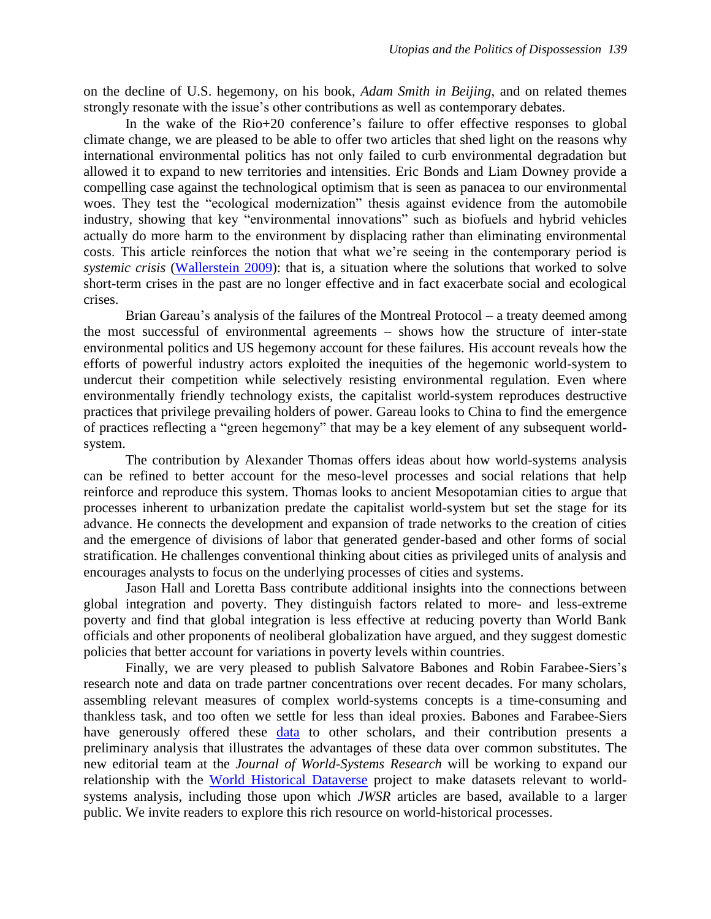on the decline of U.S. hegemony, on his book, *Adam Smith in Beijing*, and on related themes strongly resonate with the issue's other contributions as well as contemporary debates.

In the wake of the Rio+20 conference's failure to offer effective responses to global climate change, we are pleased to be able to offer two articles that shed light on the reasons why international environmental politics has not only failed to curb environmental degradation but allowed it to expand to new territories and intensities. Eric Bonds and Liam Downey provide a compelling case against the technological optimism that is seen as panacea to our environmental woes. They test the "ecological modernization" thesis against evidence from the automobile industry, showing that key "environmental innovations" such as biofuels and hybrid vehicles actually do more harm to the environment by displacing rather than eliminating environmental costs. This article reinforces the notion that what we're seeing in the contemporary period is *systemic crisis* (Wallerstein 2009): that is, a situation where the solutions that worked to solve short-term crises in the past are no longer effective and in fact exacerbate social and ecological crises.

Brian Gareau's analysis of the failures of the Montreal Protocol – a treaty deemed among the most successful of environmental agreements – shows how the structure of inter-state environmental politics and US hegemony account for these failures. His account reveals how the efforts of powerful industry actors exploited the inequities of the hegemonic world-system to undercut their competition while selectively resisting environmental regulation. Even where environmentally friendly technology exists, the capitalist world-system reproduces destructive practices that privilege prevailing holders of power. Gareau looks to China to find the emergence of practices reflecting a "green hegemony" that may be a key element of any subsequent world-system.

The contribution by Alexander Thomas offers ideas about how world-systems analysis can be refined to better account for the meso-level processes and social relations that help reinforce and reproduce this system. Thomas looks to ancient Mesopotamian cities to argue that processes inherent to urbanization predate the capitalist world-system but set the stage for its advance. He connects the development and expansion of trade networks to the creation of cities and the emergence of divisions of labor that generated gender-based and other forms of social stratification. He challenges conventional thinking about cities as privileged units of analysis and encourages analysts to focus on the underlying processes of cities and systems.

Jason Hall and Loretta Bass contribute additional insights into the connections between global integration and poverty. They distinguish factors related to more- and less-extreme poverty and find that global integration is less effective at reducing poverty than World Bank officials and other proponents of neoliberal globalization have argued, and they suggest domestic policies that better account for variations in poverty levels within countries.

Finally, we are very pleased to publish Salvatore Babones and Robin Farabee-Siers's research note and data on trade partner concentrations over recent decades. For many scholars, assembling relevant measures of complex world-systems concepts is a time-consuming and thankless task, and too often we settle for less than ideal proxies. Babones and Farabee-Siers have generously offered these data to other scholars, and their contribution presents a preliminary analysis that illustrates the advantages of these data over common substitutes. The new editorial team at the *Journal of World-Systems Research* will be working to expand our relationship with the World Historical Dataverse project to make datasets relevant to world-systems analysis, including those upon which *JWSR* articles are based, available to a larger public. We invite readers to explore this rich resource on world-historical processes.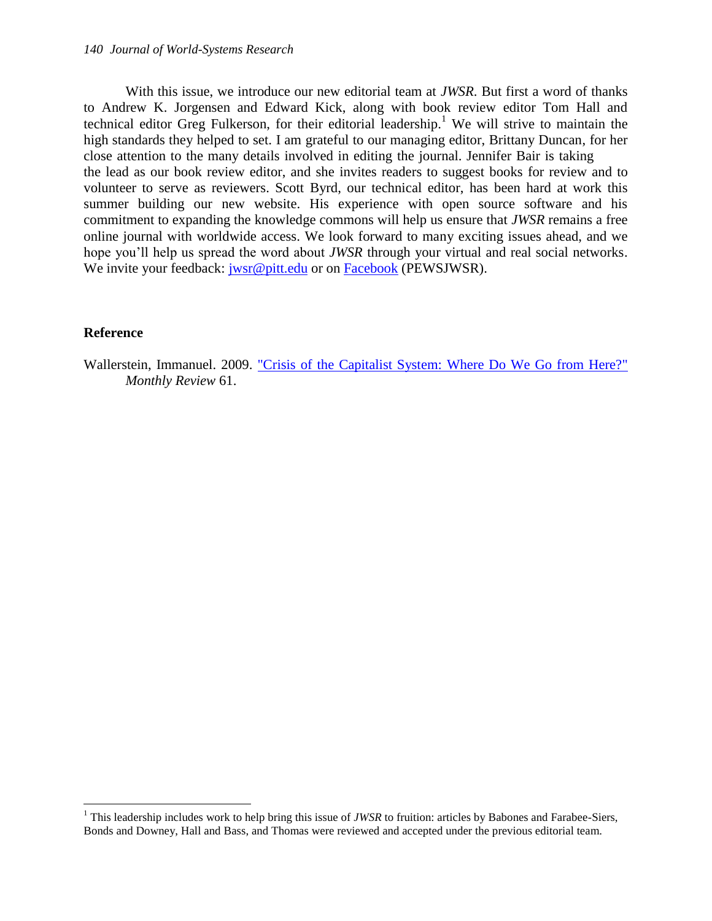With this issue, we introduce our new editorial team at *JWSR*. But first a word of thanks to Andrew K. Jorgensen and Edward Kick, along with book review editor Tom Hall and technical editor Greg Fulkerson, for their editorial leadership.[1] We will strive to maintain the high standards they helped to set. I am grateful to our managing editor, Brittany Duncan, for her close attention to the many details involved in editing the journal. Jennifer Bair is taking the lead as our book review editor, and she invites readers to suggest books for review and to volunteer to serve as reviewers. Scott Byrd, our technical editor, has been hard at work this summer building our new website. His experience with open source software and his commitment to expanding the knowledge commons will help us ensure that *JWSR* remains a free online journal with worldwide access. We look forward to many exciting issues ahead, and we hope you'll help us spread the word about *JWSR* through your virtual and real social networks. We invite your feedback: jwsr@pitt.edu or on Facebook (PEWSJWSR).

## Reference

Wallerstein, Immanuel. 2009. "Crisis of the Capitalist System: Where Do We Go from Here?" *Monthly Review* 61.

---

[1] This leadership includes work to help bring this issue of *JWSR* to fruition: articles by Babones and Farabee-Siers, Bonds and Downey, Hall and Bass, and Thomas were reviewed and accepted under the previous editorial team.